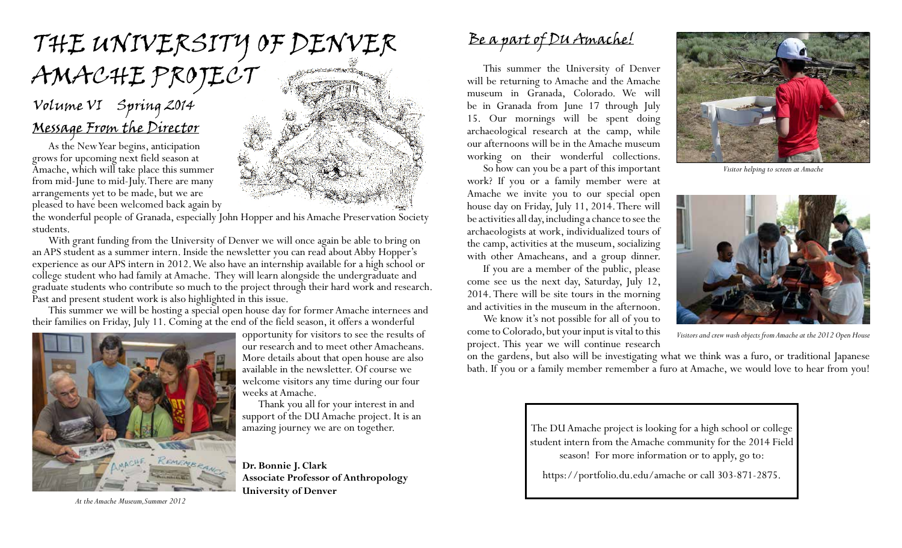# The University of Denver Amache Project

## Volume VI Spring 2014

## Message From the Director

As the New Year begins, anticipation grows for upcoming next field season at Amache, which will take place this summer from mid-June to mid-July. There are many arrangements yet to be made, but we are pleased to have been welcomed back again by the wonderful people of Granada, especially John Hopper and his Amache Preservation Society students.

With grant funding from the University of Denver we will once again be able to bring on an APS student as a summer intern. Inside the newsletter you can read about Abby Hopper's experience as our APS intern in 2012. We also have an internship available for a high school or college student who had family at Amache. They will learn alongside the undergraduate and graduate students who contribute so much to the project through their hard work and research. Past and present student work is also highlighted in this issue.

This summer we will be hosting a special open house day for former Amache internees and their families on Friday, July 11. Coming at the end of the field season, it offers a wonderful opportunity for visitors to see the results of our research and to meet other Amacheans. More details about that open house are also available in the newsletter. Of course we welcome visitors any time during our four weeks at Amache.

Thank you all for your interest in and support of the DU Amache project. It is an amazing journey we are on together.

*At the Amache Museum, Summer 2012*

**Dr. Bonnie J. Clark**
**Associate Professor of Anthropology**
**University of Denver**

## Be a part of DU Amache!

This summer the University of Denver will be returning to Amache and the Amache museum in Granada, Colorado. We will be in Granada from June 17 through July 15. Our mornings will be spent doing archaeological research at the camp, while our afternoons will be in the Amache museum working on their wonderful collections.

So how can you be a part of this important work? If you or a family member were at Amache we invite you to our special open house day on Friday, July 11, 2014. There will be activities all day, including a chance to see the archaeologists at work, individualized tours of the camp, activities at the museum, socializing with other Amacheans, and a group dinner.

If you are a member of the public, please come see us the next day, Saturday, July 12, 2014. There will be site tours in the morning and activities in the museum in the afternoon.

We know it's not possible for all of you to come to Colorado, but your input is vital to this project. This year we will continue research on the gardens, but also will be investigating what we think was a furo, or traditional Japanese bath. If you or a family member remember a furo at Amache, we would love to hear from you!

*Visitor helping to screen at Amache*

*Visitors and crew wash objects from Amache at the 2012 Open House*

The DU Amache project is looking for a high school or college student intern from the Amache community for the 2014 Field season! For more information or to apply, go to:

https://portfolio.du.edu/amache or call 303-871-2875.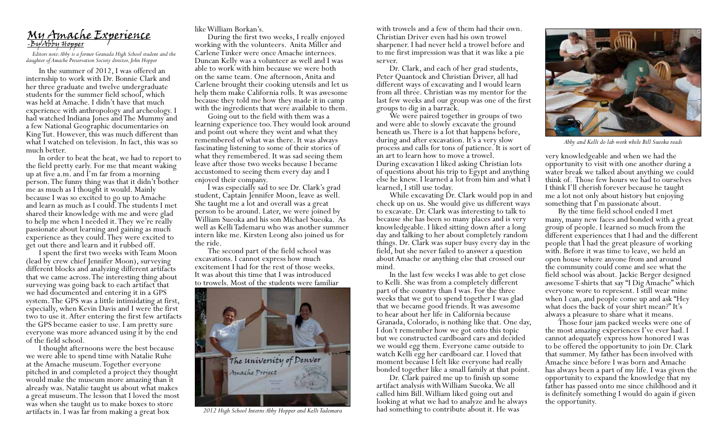# My Amache Experience

-By Abby Hopper

*Editors note: Abby is a former Granada High School student and the daughter of Amache Preservation Society director, John Hopper*

In the summer of 2012, I was offered an internship to work with Dr. Bonnie Clark and her three graduate and twelve undergraduate students for the summer field school, which was held at Amache. I didn't have that much experience with anthropology and archeology. I had watched Indiana Jones and The Mummy and a few National Geographic documentaries on King Tut. However, this was much different than what I watched on television. In fact, this was so much better.

In order to beat the heat, we had to report to the field pretty early. For me that meant waking up at five a.m. and I'm far from a morning person. The funny thing was that it didn't bother me as much as I thought it would. Mainly because I was so excited to go up to Amache and learn as much as I could. The students I met shared their knowledge with me and were glad to help me when I needed it. They we're really passionate about learning and gaining as much experience as they could. They were excited to get out there and learn and it rubbed off.

I spent the first two weeks with Team Moon (lead by crew chief Jennifer Moon), surveying different blocks and analyzing different artifacts that we came across. The interesting thing about surveying was going back to each artifact that we had documented and entering it in a GPS system. The GPS was a little intimidating at first, especially, when Kevin Davis and I were the first two to use it. After entering the first few artifacts the GPS became easier to use. I am pretty sure everyone was more advanced using it by the end of the field school.

I thought afternoons were the best because we were able to spend time with Natalie Ruhe at the Amache museum. Together everyone pitched in and completed a project they thought would make the museum more amazing than it already was. Natalie taught us about what makes a great museum. The lesson that I loved the most was when she taught us to make boxes to store artifacts in. I was far from making a great box like William Borkan's.

During the first two weeks, I really enjoyed working with the volunteers. Anita Miller and Carlene Tinker were once Amache internees. Duncan Kelly was a volunteer as well and I was able to work with him because we were both on the same team. One afternoon, Anita and Carlene brought their cooking utensils and let us help them make California rolls. It was awesome because they told me how they made it in camp with the ingredients that were available to them.

Going out to the field with them was a learning experience too. They would look around and point out where they went and what they remembered of what was there. It was always fascinating listening to some of their stories of what they remembered. It was sad seeing them leave after those two weeks because I became accustomed to seeing them every day and I enjoyed their company.

I was especially sad to see Dr. Clark's grad student, Captain Jennifer Moon, leave as well. She taught me a lot and overall was a great person to be around. Later, we were joined by William Sueoka and his son Michael Sueoka. As well as Kelli Tademaru who was another summer intern like me. Kirsten Leong also joined us for the ride.

The second part of the field school was excavations. I cannot express how much excitement I had for the rest of those weeks. It was about this time that I was introduced to trowels. Most of the students were familiar with trowels and a few of them had their own. Christian Driver even had his own trowel sharpener. I had never held a trowel before and to me first impression was that it was like a pie server.

*2012 High School Interns Abby Hopper and Kelli Tademaru*

Dr. Clark, and each of her grad students, Peter Quantock and Christian Driver, all had different ways of excavating and I would learn from all three. Christian was my mentor for the last few weeks and our group was one of the first groups to dig in a barrack.

We were paired together in groups of two and were able to slowly excavate the ground beneath us. There is a lot that happens before, during and after excavation. It's a very slow process and calls for tons of patience. It is sort of an art to learn how to move a trowel. During excavation I liked asking Christian lots of questions about his trip to Egypt and anything else he knew. I learned a lot from him and what I learned, I still use today.

While excavating Dr. Clark would pop in and check up on us. She would give us different ways to excavate. Dr. Clark was interesting to talk to because she has been so many places and is very knowledgeable. I liked sitting down after a long day and talking to her about completely random things. Dr. Clark was super busy every day in the field, but she never failed to answer a question about Amache or anything else that crossed our mind.

In the last few weeks I was able to get close to Kelli. She was from a completely different part of the country than I was. For the three weeks that we got to spend together I was glad that we became good friends. It was awesome to hear about her life in California because Granada, Colorado, is nothing like that. One day, I don't remember how we got onto this topic but we constructed cardboard cars and decided we would egg them. Everyone came outside to watch Kelli egg her cardboard car. I loved that moment because I felt like everyone had really bonded together like a small family at that point.

Dr. Clark paired me up to finish up some artifact analysis with William Sueoka. We all called him Bill. William liked going out and looking at what we had to analyze and he always had something to contribute about it. He was very knowledgeable and when we had the opportunity to visit with one another during a water break we talked about anything we could think of. Those few hours we had to ourselves I think I'll cherish forever because he taught me a lot not only about history but enjoying something that I'm passionate about.

*Abby and Kelli do lab work while Bill Sueoka reads*

By the time field school ended I met many, many new faces and bonded with a great group of people. I learned so much from the different experiences that I had and the different people that I had the great pleasure of working with. Before it was time to leave, we held an open house where anyone from and around the community could come and see what the field school was about. Jackie Berger designed awesome T-shirts that say "I Dig Amache" which everyone wore to represent. I still wear mine when I can, and people come up and ask "Hey what does the back of your shirt mean?" It's always a pleasure to share what it means.

Those four jam packed weeks were one of the most amazing experiences I've ever had. I cannot adequately express how honored I was to be offered the opportunity to join Dr. Clark that summer. My father has been involved with Amache since before I was born and Amache has always been a part of my life. I was given the opportunity to expand the knowledge that my father has passed onto me since childhood and it is definitely something I would do again if given the opportunity.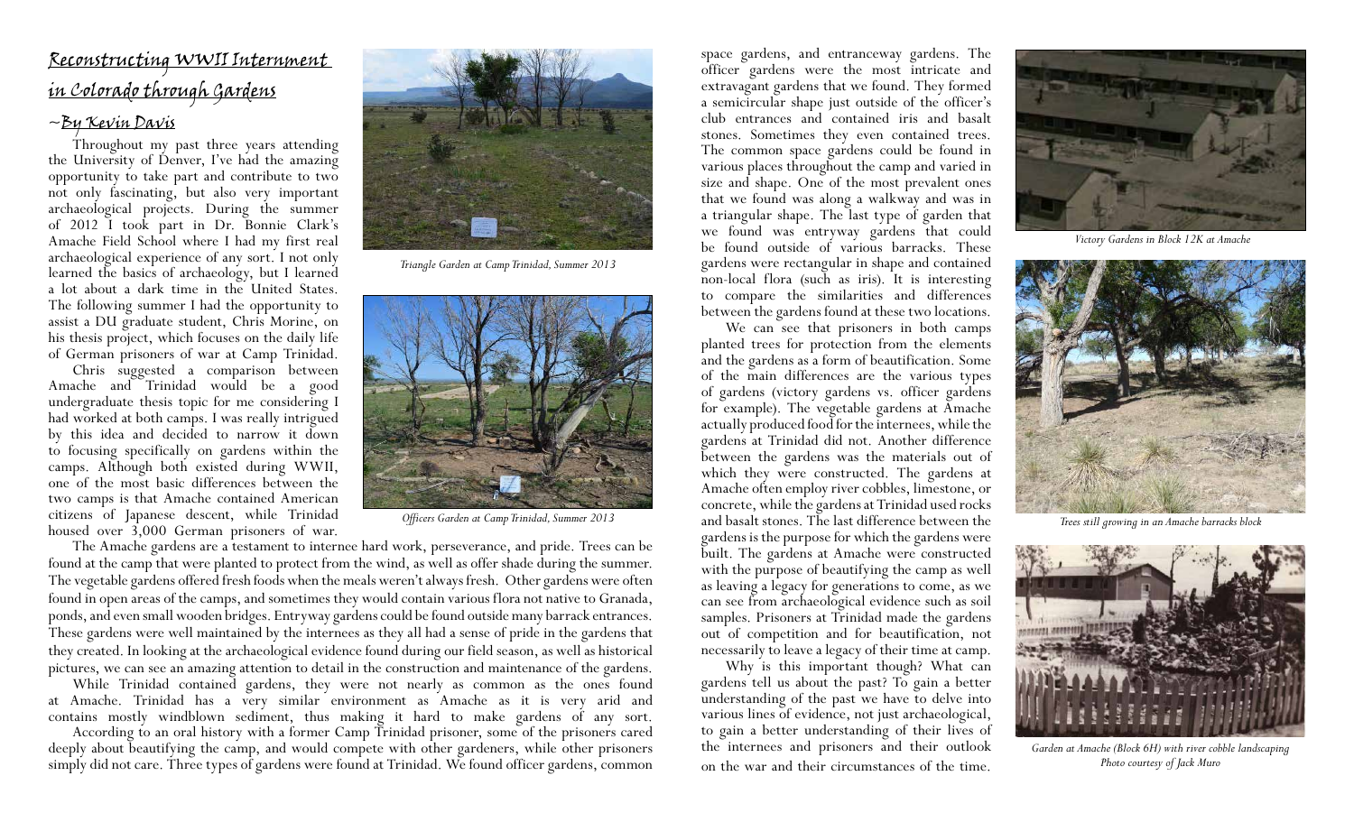# Reconstructing WWII Internment in Colorado through Gardens

## ~By Kevin Davis

Throughout my past three years attending the University of Denver, I've had the amazing opportunity to take part and contribute to two not only fascinating, but also very important archaeological projects. During the summer of 2012 I took part in Dr. Bonnie Clark's Amache Field School where I had my first real archaeological experience of any sort. I not only learned the basics of archaeology, but I learned a lot about a dark time in the United States. The following summer I had the opportunity to assist a DU graduate student, Chris Morine, on his thesis project, which focuses on the daily life of German prisoners of war at Camp Trinidad.

Chris suggested a comparison between Amache and Trinidad would be a good undergraduate thesis topic for me considering I had worked at both camps. I was really intrigued by this idea and decided to narrow it down to focusing specifically on gardens within the camps. Although both existed during WWII, one of the most basic differences between the two camps is that Amache contained American citizens of Japanese descent, while Trinidad housed over 3,000 German prisoners of war.

*Triangle Garden at Camp Trinidad, Summer 2013*

*Officers Garden at Camp Trinidad, Summer 2013*

The Amache gardens are a testament to internee hard work, perseverance, and pride. Trees can be found at the camp that were planted to protect from the wind, as well as offer shade during the summer. The vegetable gardens offered fresh foods when the meals weren't always fresh. Other gardens were often found in open areas of the camps, and sometimes they would contain various flora not native to Granada, ponds, and even small wooden bridges. Entryway gardens could be found outside many barrack entrances. These gardens were well maintained by the internees as they all had a sense of pride in the gardens that they created. In looking at the archaeological evidence found during our field season, as well as historical pictures, we can see an amazing attention to detail in the construction and maintenance of the gardens.

While Trinidad contained gardens, they were not nearly as common as the ones found at Amache. Trinidad has a very similar environment as Amache as it is very arid and contains mostly windblown sediment, thus making it hard to make gardens of any sort.

According to an oral history with a former Camp Trinidad prisoner, some of the prisoners cared deeply about beautifying the camp, and would compete with other gardeners, while other prisoners simply did not care. Three types of gardens were found at Trinidad. We found officer gardens, common space gardens, and entranceway gardens. The officer gardens were the most intricate and extravagant gardens that we found. They formed a semicircular shape just outside of the officer's club entrances and contained iris and basalt stones. Sometimes they even contained trees. The common space gardens could be found in various places throughout the camp and varied in size and shape. One of the most prevalent ones that we found was along a walkway and was in a triangular shape. The last type of garden that we found was entryway gardens that could be found outside of various barracks. These gardens were rectangular in shape and contained non-local flora (such as iris). It is interesting to compare the similarities and differences between the gardens found at these two locations.

We can see that prisoners in both camps planted trees for protection from the elements and the gardens as a form of beautification. Some of the main differences are the various types of gardens (victory gardens vs. officer gardens for example). The vegetable gardens at Amache actually produced food for the internees, while the gardens at Trinidad did not. Another difference between the gardens was the materials out of which they were constructed. The gardens at Amache often employ river cobbles, limestone, or concrete, while the gardens at Trinidad used rocks and basalt stones. The last difference between the gardens is the purpose for which the gardens were built. The gardens at Amache were constructed with the purpose of beautifying the camp as well as leaving a legacy for generations to come, as we can see from archaeological evidence such as soil samples. Prisoners at Trinidad made the gardens out of competition and for beautification, not necessarily to leave a legacy of their time at camp.

Why is this important though? What can gardens tell us about the past? To gain a better understanding of the past we have to delve into various lines of evidence, not just archaeological, to gain a better understanding of their lives of the internees and prisoners and their outlook on the war and their circumstances of the time.

*Victory Gardens in Block 12K at Amache*

*Trees still growing in an Amache barracks block*

*Garden at Amache (Block 6H) with river cobble landscaping*
*Photo courtesy of Jack Muro*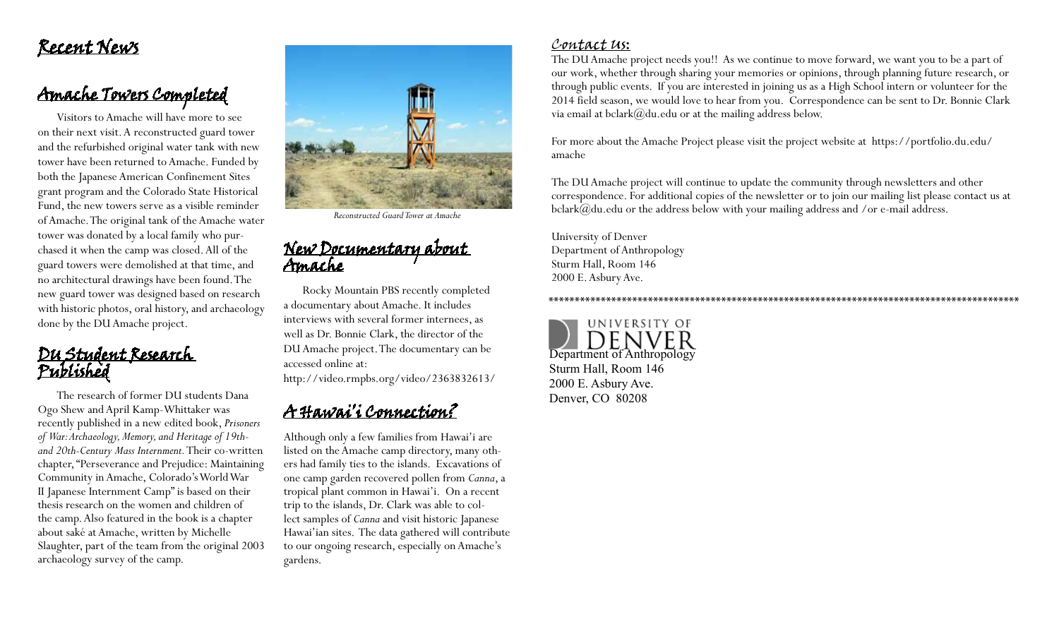# Recent News

## Amache Towers Completed

Visitors to Amache will have more to see on their next visit. A reconstructed guard tower and the refurbished original water tank with new tower have been returned to Amache. Funded by both the Japanese American Confinement Sites grant program and the Colorado State Historical Fund, the new towers serve as a visible reminder of Amache. The original tank of the Amache water tower was donated by a local family who purchased it when the camp was closed. All of the guard towers were demolished at that time, and no architectural drawings have been found. The new guard tower was designed based on research with historic photos, oral history, and archaeology done by the DU Amache project.

## DU Student Research Published

The research of former DU students Dana Ogo Shew and April Kamp-Whittaker was recently published in a new edited book, *Prisoners of War: Archaeology, Memory, and Heritage of 19th- and 20th-Century Mass Internment*. Their co-written chapter, "Perseverance and Prejudice: Maintaining Community in Amache, Colorado's World War II Japanese Internment Camp" is based on their thesis research on the women and children of the camp. Also featured in the book is a chapter about saké at Amache, written by Michelle Slaughter, part of the team from the original 2003 archaeology survey of the camp.

*Reconstructed Guard Tower at Amache*

## New Documentary about Amache

Rocky Mountain PBS recently completed a documentary about Amache. It includes interviews with several former internees, as well as Dr. Bonnie Clark, the director of the DU Amache project. The documentary can be accessed online at: http://video.rmpbs.org/video/2363832613/

## A Hawai'i Connection?

Although only a few families from Hawai'i are listed on the Amache camp directory, many others had family ties to the islands. Excavations of one camp garden recovered pollen from *Canna*, a tropical plant common in Hawai'i. On a recent trip to the islands, Dr. Clark was able to collect samples of *Canna* and visit historic Japanese Hawai'ian sites. The data gathered will contribute to our ongoing research, especially on Amache's gardens.

## Contact Us:

The DU Amache project needs you!! As we continue to move forward, we want you to be a part of our work, whether through sharing your memories or opinions, through planning future research, or through public events. If you are interested in joining us as a High School intern or volunteer for the 2014 field season, we would love to hear from you. Correspondence can be sent to Dr. Bonnie Clark via email at bclark@du.edu or at the mailing address below.

For more about the Amache Project please visit the project website at https://portfolio.du.edu/amache

The DU Amache project will continue to update the community through newsletters and other correspondence. For additional copies of the newsletter or to join our mailing list please contact us at bclark@du.edu or the address below with your mailing address and /or e-mail address.

University of Denver
Department of Anthropology
Sturm Hall, Room 146
2000 E. Asbury Ave.

******************************************************************************************

UNIVERSITY OF DENVER
Department of Anthropology
Sturm Hall, Room 146
2000 E. Asbury Ave.
Denver, CO 80208